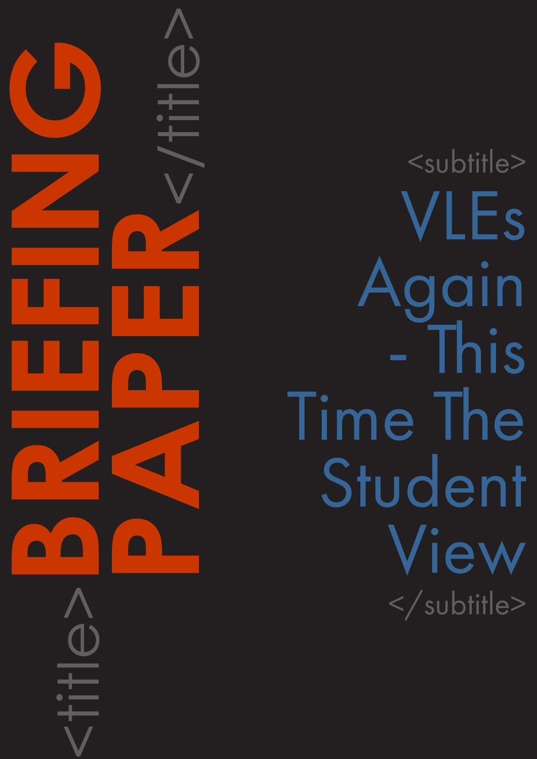# BRIEFING PAPER

## VLEs Again - This Time The Student View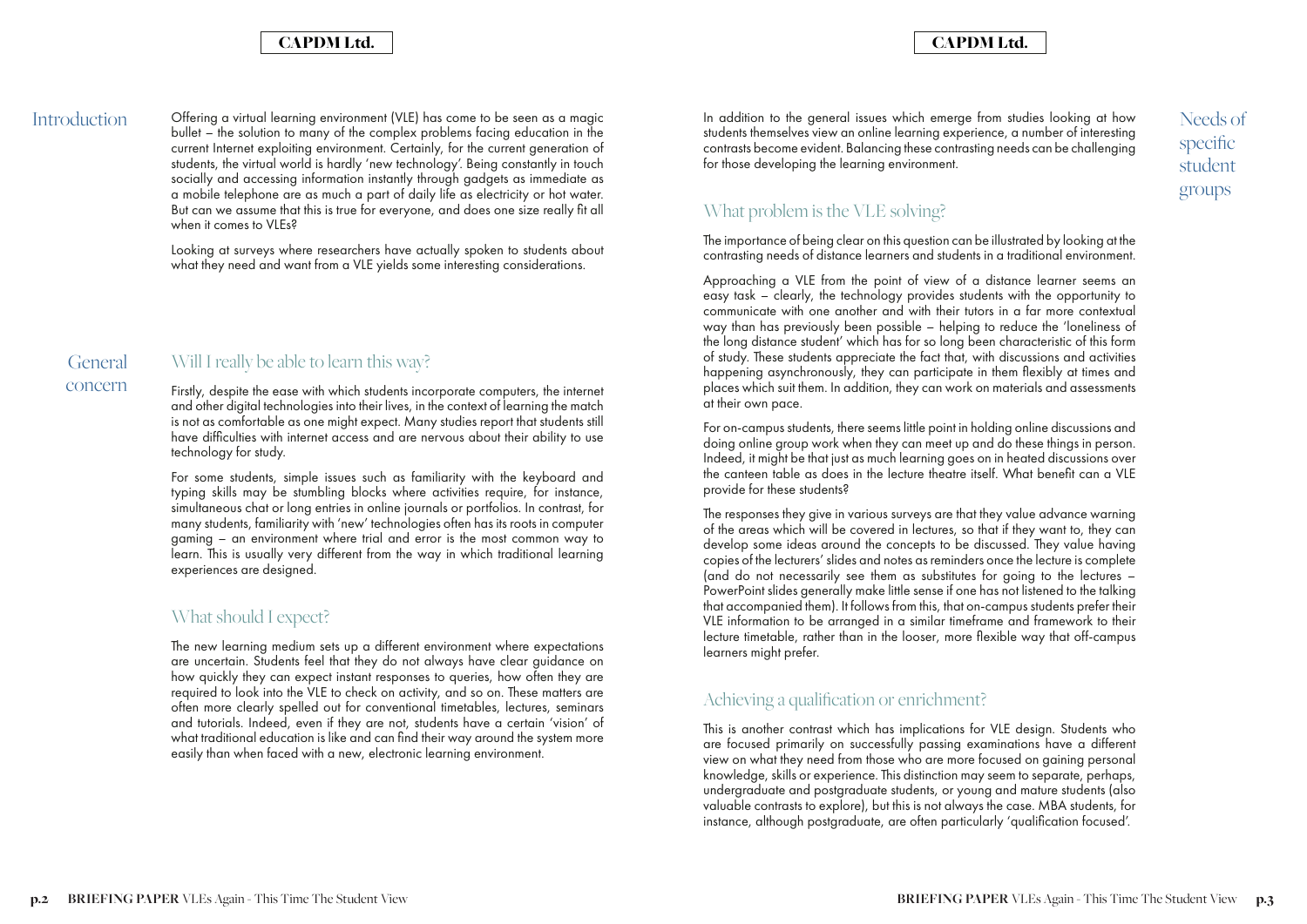## Introduction

Offering a virtual learning environment (VLE) has come to be seen as a magic bullet – the solution to many of the complex problems facing education in the current Internet exploiting environment. Certainly, for the current generation of students, the virtual world is hardly 'new technology'. Being constantly in touch socially and accessing information instantly through gadgets as immediate as a mobile telephone are as much a part of daily life as electricity or hot water. But can we assume that this is true for everyone, and does one size really fit all when it comes to VLEs?

Looking at surveys where researchers have actually spoken to students about what they need and want from a VLE yields some interesting considerations.

## General concern

### Will I really be able to learn this way?

Firstly, despite the ease with which students incorporate computers, the internet and other digital technologies into their lives, in the context of learning the match is not as comfortable as one might expect. Many studies report that students still have difficulties with internet access and are nervous about their ability to use technology for study.

For some students, simple issues such as familiarity with the keyboard and typing skills may be stumbling blocks where activities require, for instance, simultaneous chat or long entries in online journals or portfolios. In contrast, for many students, familiarity with 'new' technologies often has its roots in computer gaming – an environment where trial and error is the most common way to learn. This is usually very different from the way in which traditional learning experiences are designed.

### What should I expect?

The new learning medium sets up a different environment where expectations are uncertain. Students feel that they do not always have clear guidance on how quickly they can expect instant responses to queries, how often they are required to look into the VLE to check on activity, and so on. These matters are often more clearly spelled out for conventional timetables, lectures, seminars and tutorials. Indeed, even if they are not, students have a certain 'vision' of what traditional education is like and can find their way around the system more easily than when faced with a new, electronic learning environment.

## Needs of specific student groups

In addition to the general issues which emerge from studies looking at how students themselves view an online learning experience, a number of interesting contrasts become evident. Balancing these contrasting needs can be challenging for those developing the learning environment.

### What problem is the VLE solving?

The importance of being clear on this question can be illustrated by looking at the contrasting needs of distance learners and students in a traditional environment.

Approaching a VLE from the point of view of a distance learner seems an easy task – clearly, the technology provides students with the opportunity to communicate with one another and with their tutors in a far more contextual way than has previously been possible – helping to reduce the 'loneliness of the long distance student' which has for so long been characteristic of this form of study. These students appreciate the fact that, with discussions and activities happening asynchronously, they can participate in them flexibly at times and places which suit them. In addition, they can work on materials and assessments at their own pace.

For on-campus students, there seems little point in holding online discussions and doing online group work when they can meet up and do these things in person. Indeed, it might be that just as much learning goes on in heated discussions over the canteen table as does in the lecture theatre itself. What benefit can a VLE provide for these students?

The responses they give in various surveys are that they value advance warning of the areas which will be covered in lectures, so that if they want to, they can develop some ideas around the concepts to be discussed. They value having copies of the lecturers' slides and notes as reminders once the lecture is complete (and do not necessarily see them as substitutes for going to the lectures – PowerPoint slides generally make little sense if one has not listened to the talking that accompanied them). It follows from this, that on-campus students prefer their VLE information to be arranged in a similar timeframe and framework to their lecture timetable, rather than in the looser, more flexible way that off-campus learners might prefer.

### Achieving a qualification or enrichment?

This is another contrast which has implications for VLE design. Students who are focused primarily on successfully passing examinations have a different view on what they need from those who are more focused on gaining personal knowledge, skills or experience. This distinction may seem to separate, perhaps, undergraduate and postgraduate students, or young and mature students (also valuable contrasts to explore), but this is not always the case. MBA students, for instance, although postgraduate, are often particularly 'qualification focused'.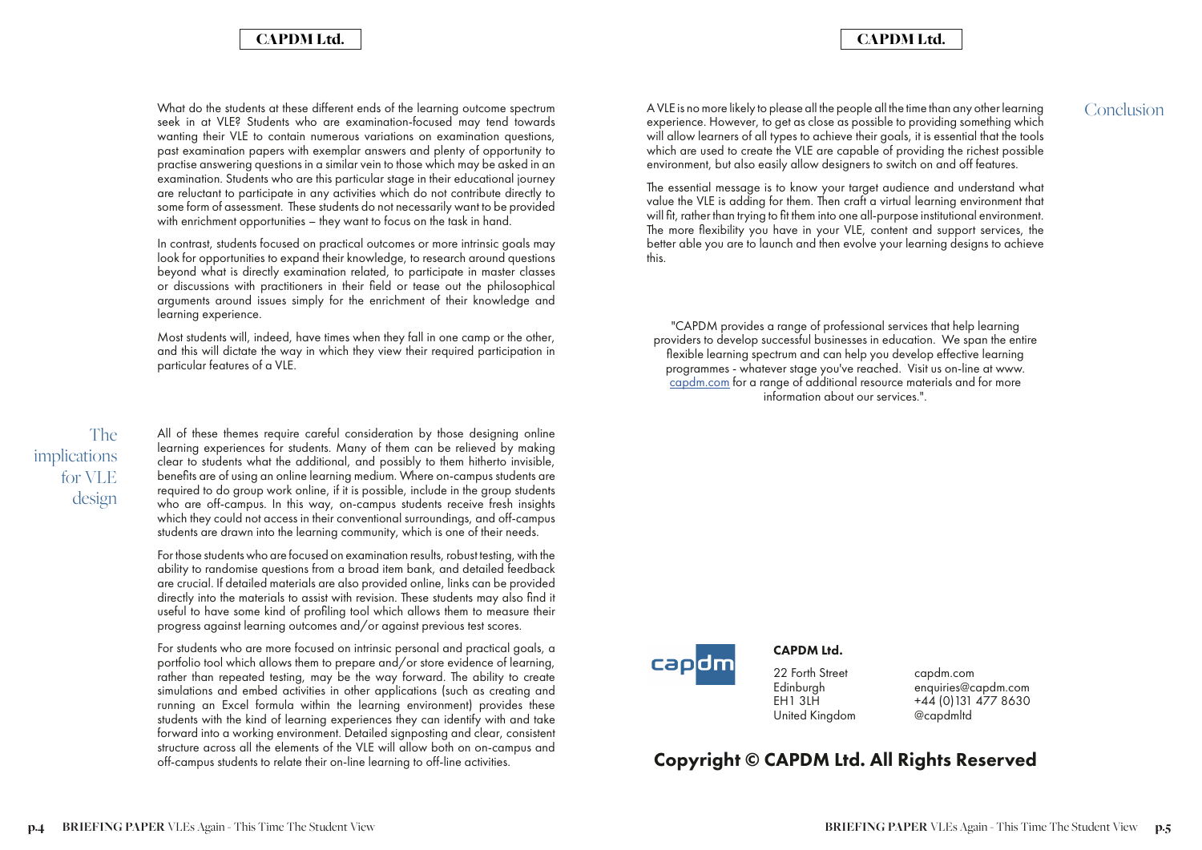What do the students at these different ends of the learning outcome spectrum seek in at VLE? Students who are examination-focused may tend towards wanting their VLE to contain numerous variations on examination questions, past examination papers with exemplar answers and plenty of opportunity to practise answering questions in a similar vein to those which may be asked in an examination. Students who are this particular stage in their educational journey are reluctant to participate in any activities which do not contribute directly to some form of assessment. These students do not necessarily want to be provided with enrichment opportunities – they want to focus on the task in hand.

In contrast, students focused on practical outcomes or more intrinsic goals may look for opportunities to expand their knowledge, to research around questions beyond what is directly examination related, to participate in master classes or discussions with practitioners in their field or tease out the philosophical arguments around issues simply for the enrichment of their knowledge and learning experience.

Most students will, indeed, have times when they fall in one camp or the other, and this will dictate the way in which they view their required participation in particular features of a VLE.

## The implications for VLE design

All of these themes require careful consideration by those designing online learning experiences for students. Many of them can be relieved by making clear to students what the additional, and possibly to them hitherto invisible, benefits are of using an online learning medium. Where on-campus students are required to do group work online, if it is possible, include in the group students who are off-campus. In this way, on-campus students receive fresh insights which they could not access in their conventional surroundings, and off-campus students are drawn into the learning community, which is one of their needs.

For those students who are focused on examination results, robust testing, with the ability to randomise questions from a broad item bank, and detailed feedback are crucial. If detailed materials are also provided online, links can be provided directly into the materials to assist with revision. These students may also find it useful to have some kind of profiling tool which allows them to measure their progress against learning outcomes and/or against previous test scores.

For students who are more focused on intrinsic personal and practical goals, a portfolio tool which allows them to prepare and/or store evidence of learning, rather than repeated testing, may be the way forward. The ability to create simulations and embed activities in other applications (such as creating and running an Excel formula within the learning environment) provides these students with the kind of learning experiences they can identify with and take forward into a working environment. Detailed signposting and clear, consistent structure across all the elements of the VLE will allow both on-campus and off-campus students to relate their on-line learning to off-line activities.

## Conclusion

A VLE is no more likely to please all the people all the time than any other learning experience. However, to get as close as possible to providing something which will allow learners of all types to achieve their goals, it is essential that the tools which are used to create the VLE are capable of providing the richest possible environment, but also easily allow designers to switch on and off features.

The essential message is to know your target audience and understand what value the VLE is adding for them. Then craft a virtual learning environment that will fit, rather than trying to fit them into one all-purpose institutional environment. The more flexibility you have in your VLE, content and support services, the better able you are to launch and then evolve your learning designs to achieve this.

"CAPDM provides a range of professional services that help learning providers to develop successful businesses in education. We span the entire flexible learning spectrum and can help you develop effective learning programmes - whatever stage you've reached. Visit us on-line at www.capdm.com for a range of additional resource materials and for more information about our services.".

**CAPDM Ltd.**

22 Forth Street
Edinburgh
EH1 3LH
United Kingdom

capdm.com
enquiries@capdm.com
+44 (0)131 477 8630
@capdmltd

**Copyright © CAPDM Ltd. All Rights Reserved**